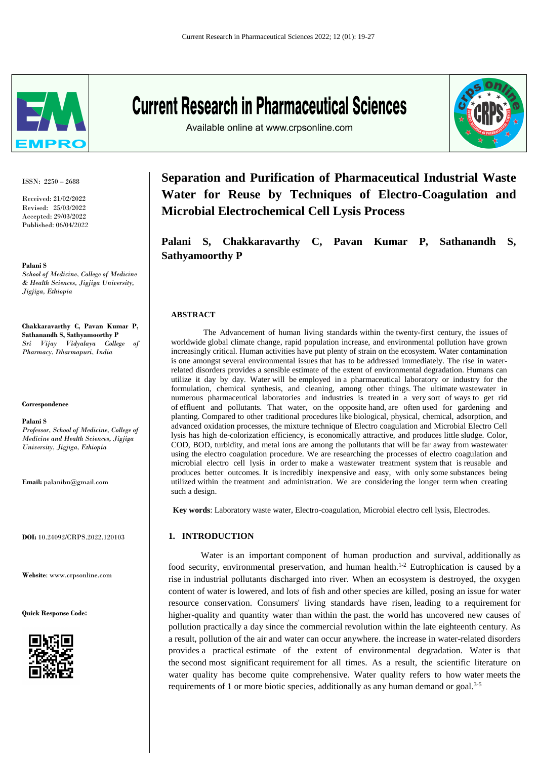ISSN: 2250 – 2688

Received: 21/02/2022
Revised: 25/03/2022
Accepted: 29/03/2022
Published: 06/04/2022

**Palani S**
*School of Medicine, College of Medicine & Health Sciences, Jigjiga University, Jigjiga, Ethiopia*

**Chakkaravarthy C, Pavan Kumar P, Sathanandh S, Sathyamoorthy P**
*Sri Vijay Vidyalaya College of Pharmacy, Dharmapuri, India*

**Correspondence**

**Palani S**
*Professor, School of Medicine, College of Medicine and Health Sciences, Jigjiga University, Jigjiga, Ethiopia*

**Email:** palanibu@gmail.com

**DOI:** 10.24092/CRPS.2022.120103

**Website**: www.crpsonline.com

**Quick Response Code:**

# Separation and Purification of Pharmaceutical Industrial Waste Water for Reuse by Techniques of Electro-Coagulation and Microbial Electrochemical Cell Lysis Process

**Palani S, Chakkaravarthy C, Pavan Kumar P, Sathanandh S, Sathyamoorthy P**

## ABSTRACT

The Advancement of human living standards within the twenty-first century, the issues of worldwide global climate change, rapid population increase, and environmental pollution have grown increasingly critical. Human activities have put plenty of strain on the ecosystem. Water contamination is one amongst several environmental issues that has to be addressed immediately. The rise in water-related disorders provides a sensible estimate of the extent of environmental degradation. Humans can utilize it day by day. Water will be employed in a pharmaceutical laboratory or industry for the formulation, chemical synthesis, and cleaning, among other things. The ultimate wastewater in numerous pharmaceutical laboratories and industries is treated in a very sort of ways to get rid of effluent and pollutants. That water, on the opposite hand, are often used for gardening and planting. Compared to other traditional procedures like biological, physical, chemical, adsorption, and advanced oxidation processes, the mixture technique of Electro coagulation and Microbial Electro Cell lysis has high de-colorization efficiency, is economically attractive, and produces little sludge. Color, COD, BOD, turbidity, and metal ions are among the pollutants that will be far away from wastewater using the electro coagulation procedure. We are researching the processes of electro coagulation and microbial electro cell lysis in order to make a wastewater treatment system that is reusable and produces better outcomes. It is incredibly inexpensive and easy, with only some substances being utilized within the treatment and administration. We are considering the longer term when creating such a design.

**Key words**: Laboratory waste water, Electro-coagulation, Microbial electro cell lysis, Electrodes.

## 1. INTRODUCTION

Water is an important component of human production and survival, additionally as food security, environmental preservation, and human health.[1-2] Eutrophication is caused by a rise in industrial pollutants discharged into river. When an ecosystem is destroyed, the oxygen content of water is lowered, and lots of fish and other species are killed, posing an issue for water resource conservation. Consumers' living standards have risen, leading to a requirement for higher-quality and quantity water than within the past. the world has uncovered new causes of pollution practically a day since the commercial revolution within the late eighteenth century. As a result, pollution of the air and water can occur anywhere. the increase in water-related disorders provides a practical estimate of the extent of environmental degradation. Water is that the second most significant requirement for all times. As a result, the scientific literature on water quality has become quite comprehensive. Water quality refers to how water meets the requirements of 1 or more biotic species, additionally as any human demand or goal.[3-5]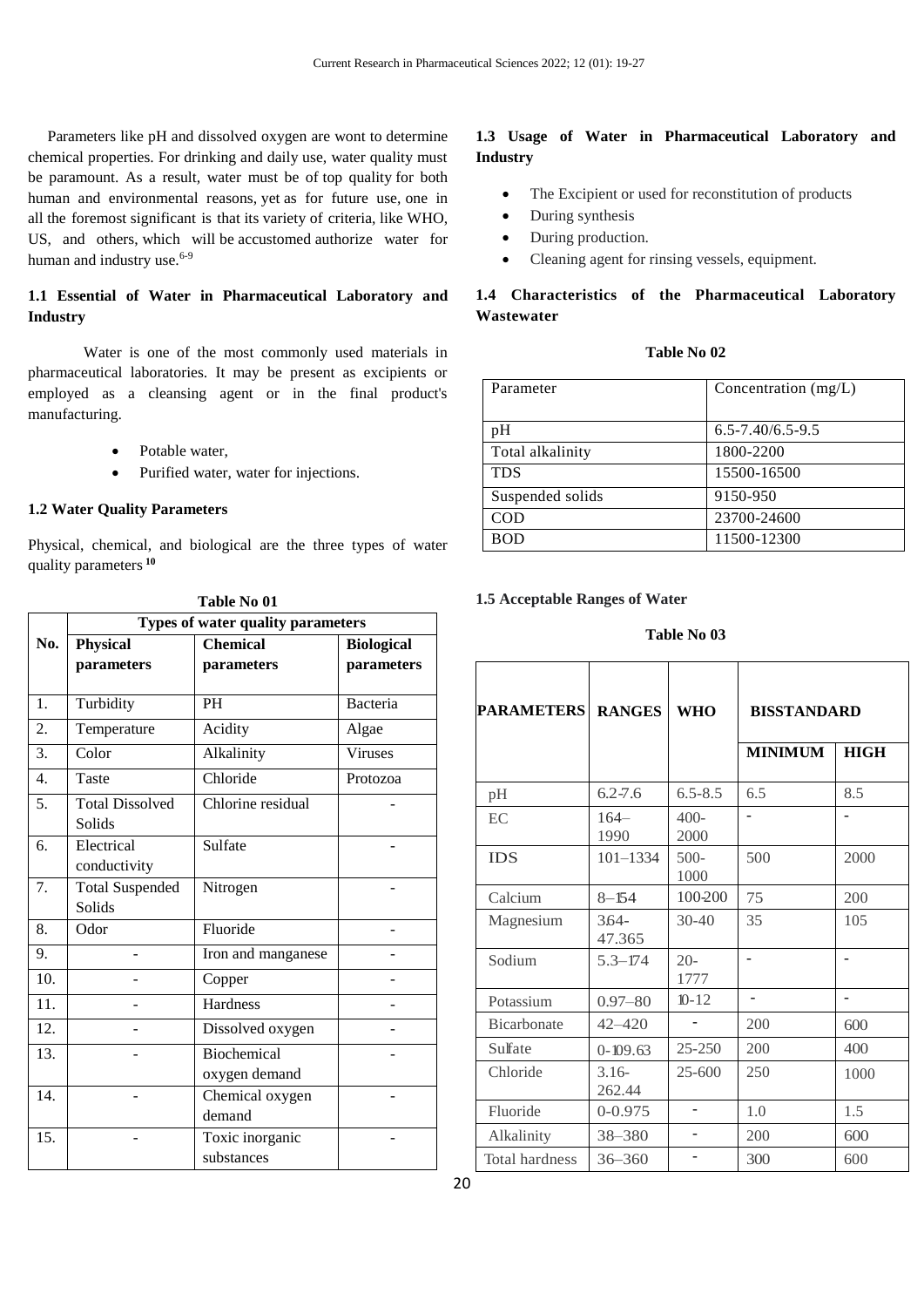Parameters like pH and dissolved oxygen are wont to determine chemical properties. For drinking and daily use, water quality must be paramount. As a result, water must be of top quality for both human and environmental reasons, yet as for future use, one in all the foremost significant is that its variety of criteria, like WHO, US, and others, which will be accustomed authorize water for human and industry use.[6-9]

### 1.1 Essential of Water in Pharmaceutical Laboratory and Industry

Water is one of the most commonly used materials in pharmaceutical laboratories. It may be present as excipients or employed as a cleansing agent or in the final product's manufacturing.

- Potable water,
- Purified water, water for injections.

### 1.2 Water Quality Parameters

Physical, chemical, and biological are the three types of water quality parameters [10]

**Table No 01**

| No. | Types of water quality parameters | | |
|---|---|---|---|
| | **Physical parameters** | **Chemical parameters** | **Biological parameters** |
| 1. | Turbidity | PH | Bacteria |
| 2. | Temperature | Acidity | Algae |
| 3. | Color | Alkalinity | Viruses |
| 4. | Taste | Chloride | Protozoa |
| 5. | Total Dissolved Solids | Chlorine residual | - |
| 6. | Electrical conductivity | Sulfate | - |
| 7. | Total Suspended Solids | Nitrogen | - |
| 8. | Odor | Fluoride | - |
| 9. | - | Iron and manganese | - |
| 10. | - | Copper | - |
| 11. | - | Hardness | - |
| 12. | - | Dissolved oxygen | - |
| 13. | - | Biochemical oxygen demand | - |
| 14. | - | Chemical oxygen demand | - |
| 15. | - | Toxic inorganic substances | - |

### 1.3 Usage of Water in Pharmaceutical Laboratory and Industry

- The Excipient or used for reconstitution of products
- During synthesis
- During production.
- Cleaning agent for rinsing vessels, equipment.

### 1.4 Characteristics of the Pharmaceutical Laboratory Wastewater

**Table No 02**

| Parameter | Concentration (mg/L) |
|---|---|
| pH | 6.5-7.40/6.5-9.5 |
| Total alkalinity | 1800-2200 |
| TDS | 15500-16500 |
| Suspended solids | 9150-950 |
| COD | 23700-24600 |
| BOD | 11500-12300 |

### 1.5 Acceptable Ranges of Water

**Table No 03**

| PARAMETERS | RANGES | WHO | BISSTANDARD | |
|---|---|---|---|---|
| | | | **MINIMUM** | **HIGH** |
| pH | 6.2-7.6 | 6.5-8.5 | 6.5 | 8.5 |
| EC | 164–1990 | 400-2000 | - | - |
| IDS | 101–1334 | 500-1000 | 500 | 2000 |
| Calcium | 8–154 | 100-200 | 75 | 200 |
| Magnesium | 3.64-47.365 | 30-40 | 35 | 105 |
| Sodium | 5.3–174 | 20-1777 | - | - |
| Potassium | 0.97–80 | 10-12 | - | - |
| Bicarbonate | 42–420 | - | 200 | 600 |
| Sulfate | 0-109.63 | 25-250 | 200 | 400 |
| Chloride | 3.16-262.44 | 25-600 | 250 | 1000 |
| Fluoride | 0-0.975 | - | 1.0 | 1.5 |
| Alkalinity | 38–380 | - | 200 | 600 |
| Total hardness | 36–360 | - | 300 | 600 |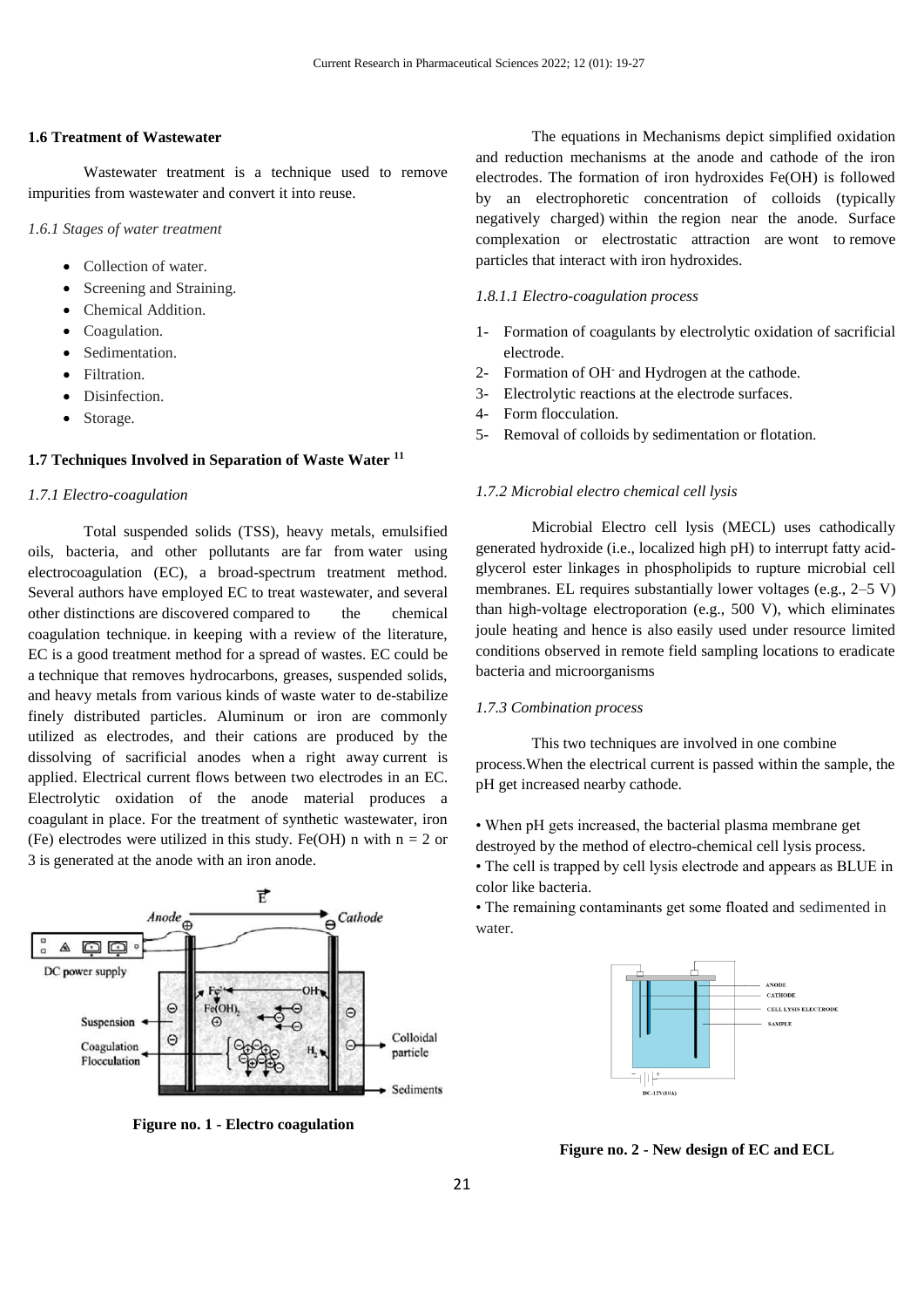### 1.6 Treatment of Wastewater

Wastewater treatment is a technique used to remove impurities from wastewater and convert it into reuse.

*1.6.1 Stages of water treatment*

- Collection of water.
- Screening and Straining.
- Chemical Addition.
- Coagulation.
- Sedimentation.
- Filtration.
- Disinfection.
- Storage.

### 1.7 Techniques Involved in Separation of Waste Water [11]

*1.7.1 Electro-coagulation*

Total suspended solids (TSS), heavy metals, emulsified oils, bacteria, and other pollutants are far from water using electrocoagulation (EC), a broad-spectrum treatment method. Several authors have employed EC to treat wastewater, and several other distinctions are discovered compared to the chemical coagulation technique. in keeping with a review of the literature, EC is a good treatment method for a spread of wastes. EC could be a technique that removes hydrocarbons, greases, suspended solids, and heavy metals from various kinds of waste water to de-stabilize finely distributed particles. Aluminum or iron are commonly utilized as electrodes, and their cations are produced by the dissolving of sacrificial anodes when a right away current is applied. Electrical current flows between two electrodes in an EC. Electrolytic oxidation of the anode material produces a coagulant in place. For the treatment of synthetic wastewater, iron (Fe) electrodes were utilized in this study. Fe(OH) n with n = 2 or 3 is generated at the anode with an iron anode.

**Figure no. 1 - Electro coagulation**

The equations in Mechanisms depict simplified oxidation and reduction mechanisms at the anode and cathode of the iron electrodes. The formation of iron hydroxides Fe(OH) is followed by an electrophoretic concentration of colloids (typically negatively charged) within the region near the anode. Surface complexation or electrostatic attraction are wont to remove particles that interact with iron hydroxides.

*1.8.1.1 Electro-coagulation process*

1- Formation of coagulants by electrolytic oxidation of sacrificial electrode.
2- Formation of $OH^-$ and Hydrogen at the cathode.
3- Electrolytic reactions at the electrode surfaces.
4- Form flocculation.
5- Removal of colloids by sedimentation or flotation.

*1.7.2 Microbial electro chemical cell lysis*

Microbial Electro cell lysis (MECL) uses cathodically generated hydroxide (i.e., localized high pH) to interrupt fatty acid-glycerol ester linkages in phospholipids to rupture microbial cell membranes. EL requires substantially lower voltages (e.g., 2–5 V) than high-voltage electroporation (e.g., 500 V), which eliminates joule heating and hence is also easily used under resource limited conditions observed in remote field sampling locations to eradicate bacteria and microorganisms

*1.7.3 Combination process*

This two techniques are involved in one combine process.When the electrical current is passed within the sample, the pH get increased nearby cathode.

• When pH gets increased, the bacterial plasma membrane get destroyed by the method of electro-chemical cell lysis process.
• The cell is trapped by cell lysis electrode and appears as BLUE in color like bacteria.
• The remaining contaminants get some floated and sedimented in water.

**Figure no. 2 - New design of EC and ECL**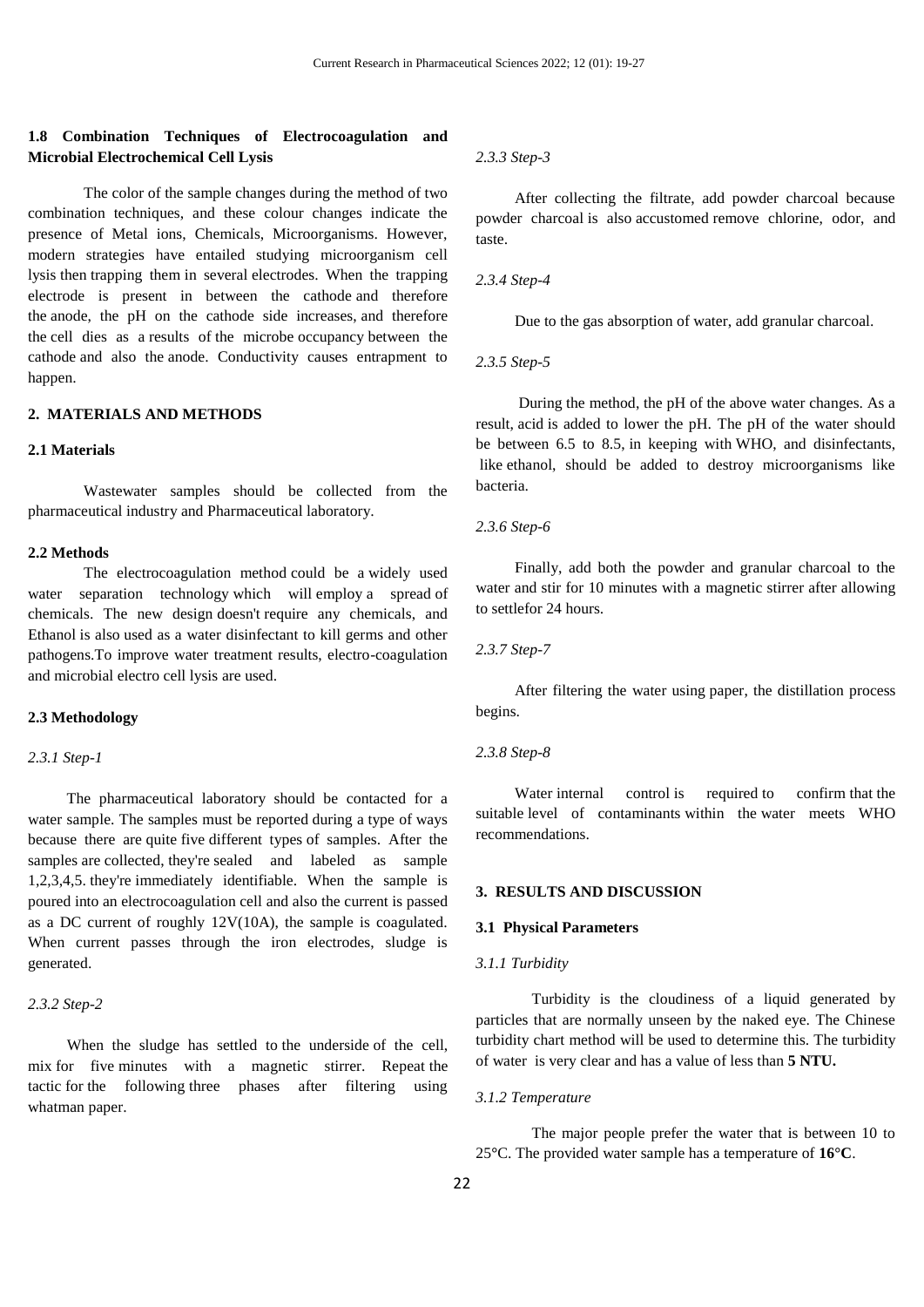### 1.8 Combination Techniques of Electrocoagulation and Microbial Electrochemical Cell Lysis

The color of the sample changes during the method of two combination techniques, and these colour changes indicate the presence of Metal ions, Chemicals, Microorganisms. However, modern strategies have entailed studying microorganism cell lysis then trapping them in several electrodes. When the trapping electrode is present in between the cathode and therefore the anode, the pH on the cathode side increases, and therefore the cell dies as a results of the microbe occupancy between the cathode and also the anode. Conductivity causes entrapment to happen.

## 2. MATERIALS AND METHODS

### 2.1 Materials

Wastewater samples should be collected from the pharmaceutical industry and Pharmaceutical laboratory.

### 2.2 Methods

The electrocoagulation method could be a widely used water separation technology which will employ a spread of chemicals. The new design doesn't require any chemicals, and Ethanol is also used as a water disinfectant to kill germs and other pathogens.To improve water treatment results, electro-coagulation and microbial electro cell lysis are used.

### 2.3 Methodology

*2.3.1 Step-1*

The pharmaceutical laboratory should be contacted for a water sample. The samples must be reported during a type of ways because there are quite five different types of samples. After the samples are collected, they're sealed and labeled as sample 1,2,3,4,5. they're immediately identifiable. When the sample is poured into an electrocoagulation cell and also the current is passed as a DC current of roughly 12V(10A), the sample is coagulated. When current passes through the iron electrodes, sludge is generated.

*2.3.2 Step-2*

When the sludge has settled to the underside of the cell, mix for five minutes with a magnetic stirrer. Repeat the tactic for the following three phases after filtering using whatman paper.

*2.3.3 Step-3*

After collecting the filtrate, add powder charcoal because powder charcoal is also accustomed remove chlorine, odor, and taste.

*2.3.4 Step-4*

Due to the gas absorption of water, add granular charcoal.

*2.3.5 Step-5*

During the method, the pH of the above water changes. As a result, acid is added to lower the pH. The pH of the water should be between 6.5 to 8.5, in keeping with WHO, and disinfectants, like ethanol, should be added to destroy microorganisms like bacteria.

*2.3.6 Step-6*

Finally, add both the powder and granular charcoal to the water and stir for 10 minutes with a magnetic stirrer after allowing to settlefor 24 hours.

*2.3.7 Step-7*

After filtering the water using paper, the distillation process begins.

*2.3.8 Step-8*

Water internal control is required to confirm that the suitable level of contaminants within the water meets WHO recommendations.

## 3. RESULTS AND DISCUSSION

### 3.1 Physical Parameters

*3.1.1 Turbidity*

Turbidity is the cloudiness of a liquid generated by particles that are normally unseen by the naked eye. The Chinese turbidity chart method will be used to determine this. The turbidity of water is very clear and has a value of less than **5 NTU.**

*3.1.2 Temperature*

The major people prefer the water that is between 10 to 25°C. The provided water sample has a temperature of **16°C**.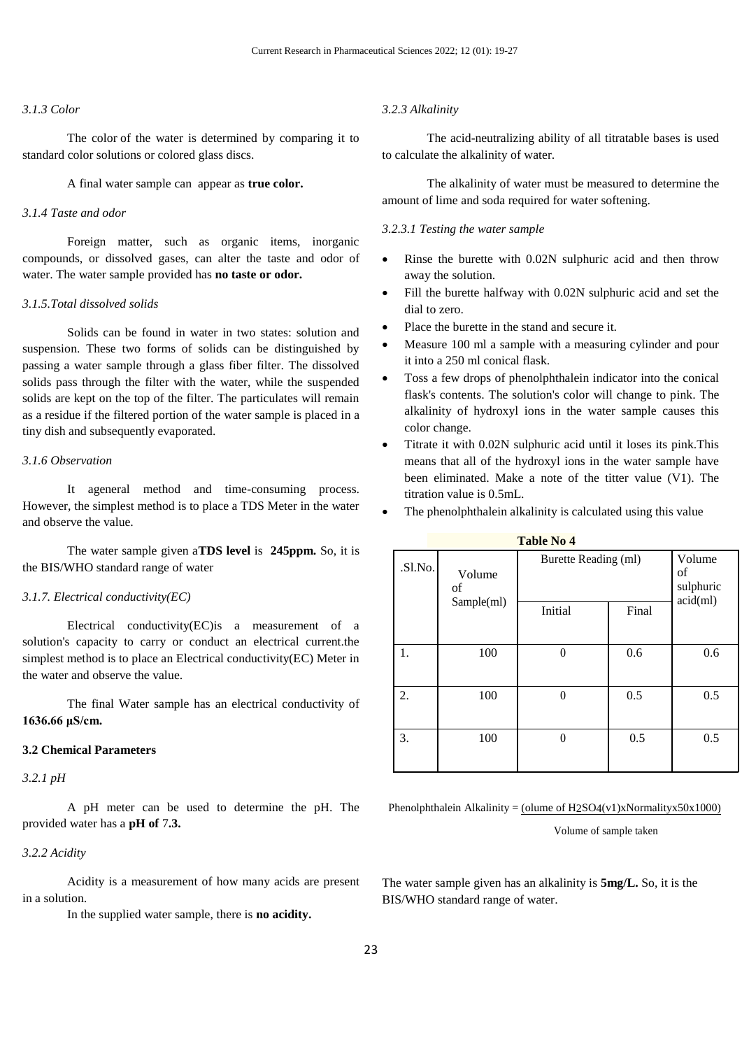*3.1.3 Color*

The color of the water is determined by comparing it to standard color solutions or colored glass discs.

A final water sample can appear as **true color.**

*3.1.4 Taste and odor*

Foreign matter, such as organic items, inorganic compounds, or dissolved gases, can alter the taste and odor of water. The water sample provided has **no taste or odor.**

*3.1.5.Total dissolved solids*

Solids can be found in water in two states: solution and suspension. These two forms of solids can be distinguished by passing a water sample through a glass fiber filter. The dissolved solids pass through the filter with the water, while the suspended solids are kept on the top of the filter. The particulates will remain as a residue if the filtered portion of the water sample is placed in a tiny dish and subsequently evaporated.

*3.1.6 Observation*

It ageneral method and time-consuming process. However, the simplest method is to place a TDS Meter in the water and observe the value.

The water sample given a**TDS level** is **245ppm.** So, it is the BIS/WHO standard range of water

*3.1.7. Electrical conductivity(EC)*

Electrical conductivity(EC)is a measurement of a solution's capacity to carry or conduct an electrical current.the simplest method is to place an Electrical conductivity(EC) Meter in the water and observe the value.

The final Water sample has an electrical conductivity of **1636.66 µS/cm.**

**3.2 Chemical Parameters**

*3.2.1 pH*

A pH meter can be used to determine the pH. The provided water has a **pH of** 7**.3.**

*3.2.2 Acidity*

Acidity is a measurement of how many acids are present in a solution.

In the supplied water sample, there is **no acidity.**

*3.2.3 Alkalinity*

The acid-neutralizing ability of all titratable bases is used to calculate the alkalinity of water.

The alkalinity of water must be measured to determine the amount of lime and soda required for water softening.

*3.2.3.1 Testing the water sample*

- Rinse the burette with 0.02N sulphuric acid and then throw away the solution.
- Fill the burette halfway with 0.02N sulphuric acid and set the dial to zero.
- Place the burette in the stand and secure it.
- Measure 100 ml a sample with a measuring cylinder and pour it into a 250 ml conical flask.
- Toss a few drops of phenolphthalein indicator into the conical flask's contents. The solution's color will change to pink. The alkalinity of hydroxyl ions in the water sample causes this color change.
- Titrate it with 0.02N sulphuric acid until it loses its pink.This means that all of the hydroxyl ions in the water sample have been eliminated. Make a note of the titter value (V1). The titration value is 0.5mL.
- The phenolphthalein alkalinity is calculated using this value

**Table No 4**

| .Sl.No. | Volume of Sample(ml) | Burette Reading (ml) | | Volume of sulphuric acid(ml) |
|---|---|---|---|---|
| | | Initial | Final | |
| 1. | 100 | 0 | 0.6 | 0.6 |
| 2. | 100 | 0 | 0.5 | 0.5 |
| 3. | 100 | 0 | 0.5 | 0.5 |

$$\text{Phenolphthalein Alkalinity} = \frac{\text{(olume of } H_2SO_4(v1) \times \text{Normality} \times 50 \times 1000)}{\text{Volume of sample taken}}$$

The water sample given has an alkalinity is **5mg/L.** So, it is the BIS/WHO standard range of water.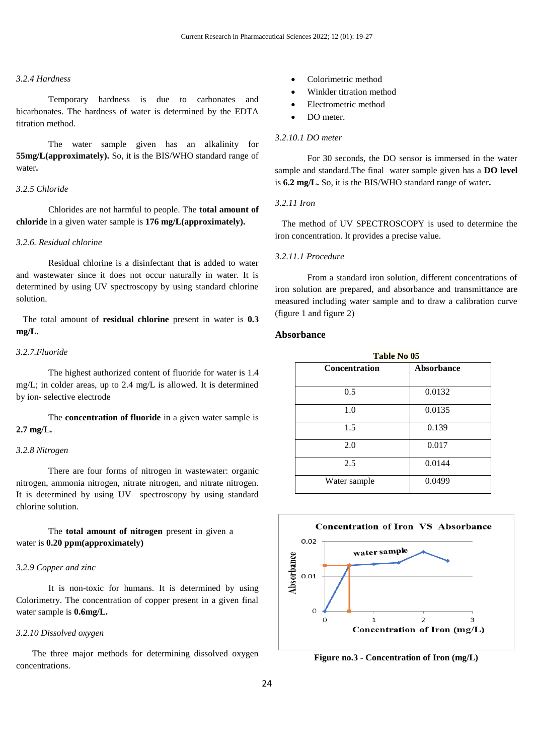*3.2.4 Hardness*

Temporary hardness is due to carbonates and bicarbonates. The hardness of water is determined by the EDTA titration method.

The water sample given has an alkalinity for **55mg/L(approximately).** So, it is the BIS/WHO standard range of water**.**

*3.2.5 Chloride*

Chlorides are not harmful to people. The **total amount of chloride** in a given water sample is **176 mg/L(approximately).**

*3.2.6. Residual chlorine*

Residual chlorine is a disinfectant that is added to water and wastewater since it does not occur naturally in water. It is determined by using UV spectroscopy by using standard chlorine solution.

The total amount of **residual chlorine** present in water is **0.3 mg/L.**

*3.2.7.Fluoride*

The highest authorized content of fluoride for water is 1.4 mg/L; in colder areas, up to 2.4 mg/L is allowed. It is determined by ion- selective electrode

The **concentration of fluoride** in a given water sample is **2.7 mg/L.**

*3.2.8 Nitrogen*

There are four forms of nitrogen in wastewater: organic nitrogen, ammonia nitrogen, nitrate nitrogen, and nitrate nitrogen. It is determined by using UV spectroscopy by using standard chlorine solution.

The **total amount of nitrogen** present in given a water is **0.20 ppm(approximately)**

*3.2.9 Copper and zinc*

It is non-toxic for humans. It is determined by using Colorimetry. The concentration of copper present in a given final water sample is **0.6mg/L.**

*3.2.10 Dissolved oxygen*

The three major methods for determining dissolved oxygen concentrations.

- Colorimetric method
- Winkler titration method
- Electrometric method
- DO meter.

*3.2.10.1 DO meter*

For 30 seconds, the DO sensor is immersed in the water sample and standard.The final water sample given has a **DO level** is **6.2 mg/L.** So, it is the BIS/WHO standard range of water**.**

*3.2.11 Iron*

The method of UV SPECTROSCOPY is used to determine the iron concentration. It provides a precise value.

*3.2.11.1 Procedure*

From a standard iron solution, different concentrations of iron solution are prepared, and absorbance and transmittance are measured including water sample and to draw a calibration curve (figure 1 and figure 2)

**Absorbance**

**Table No 05**

| Concentration | Absorbance |
|---|---|
| 0.5 | 0.0132 |
| 1.0 | 0.0135 |
| 1.5 | 0.139 |
| 2.0 | 0.017 |
| 2.5 | 0.0144 |
| Water sample | 0.0499 |

**Figure no.3 - Concentration of Iron (mg/L)**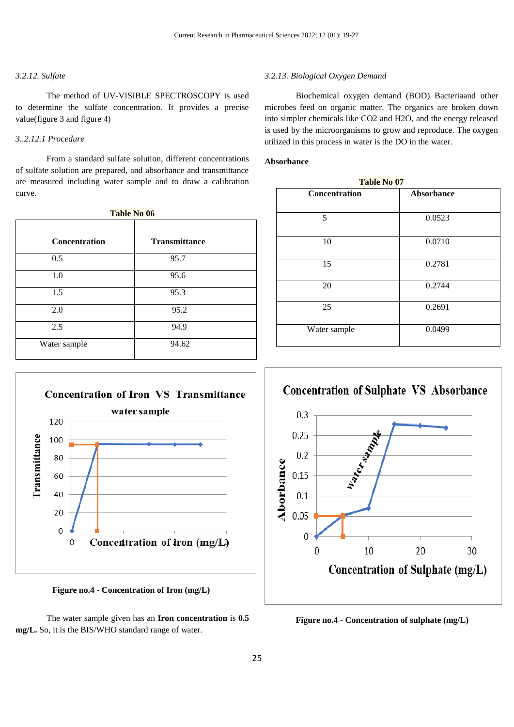*3.2.12. Sulfate*

The method of UV-VISIBLE SPECTROSCOPY is used to determine the sulfate concentration. It provides a precise value(figure 3 and figure 4)

*3..2.12.1 Procedure*

From a standard sulfate solution, different concentrations of sulfate solution are prepared, and absorbance and transmittance are measured including water sample and to draw a calibration curve.

**Table No 06**

| Concentration | Transmittance |
|---|---|
| 0.5 | 95.7 |
| 1.0 | 95.6 |
| 1.5 | 95.3 |
| 2.0 | 95.2 |
| 2.5 | 94.9 |
| Water sample | 94.62 |

**Figure no.4 - Concentration of Iron (mg/L)**

The water sample given has an **Iron concentration** is **0.5 mg/L.** So, it is the BIS/WHO standard range of water.

*3.2.13. Biological Oxygen Demand*

Biochemical oxygen demand (BOD) Bacteriaand other microbes feed on organic matter. The organics are broken down into simpler chemicals like $CO_2$ and $H_2O$, and the energy released is used by the microorganisms to grow and reproduce. The oxygen utilized in this process in water is the DO in the water.

**Absorbance**

**Table No 07**

| Concentration | Absorbance |
|---|---|
| 5 | 0.0523 |
| 10 | 0.0710 |
| 15 | 0.2781 |
| 20 | 0.2744 |
| 25 | 0.2691 |
| Water sample | 0.0499 |

**Figure no.4 - Concentration of sulphate (mg/L)**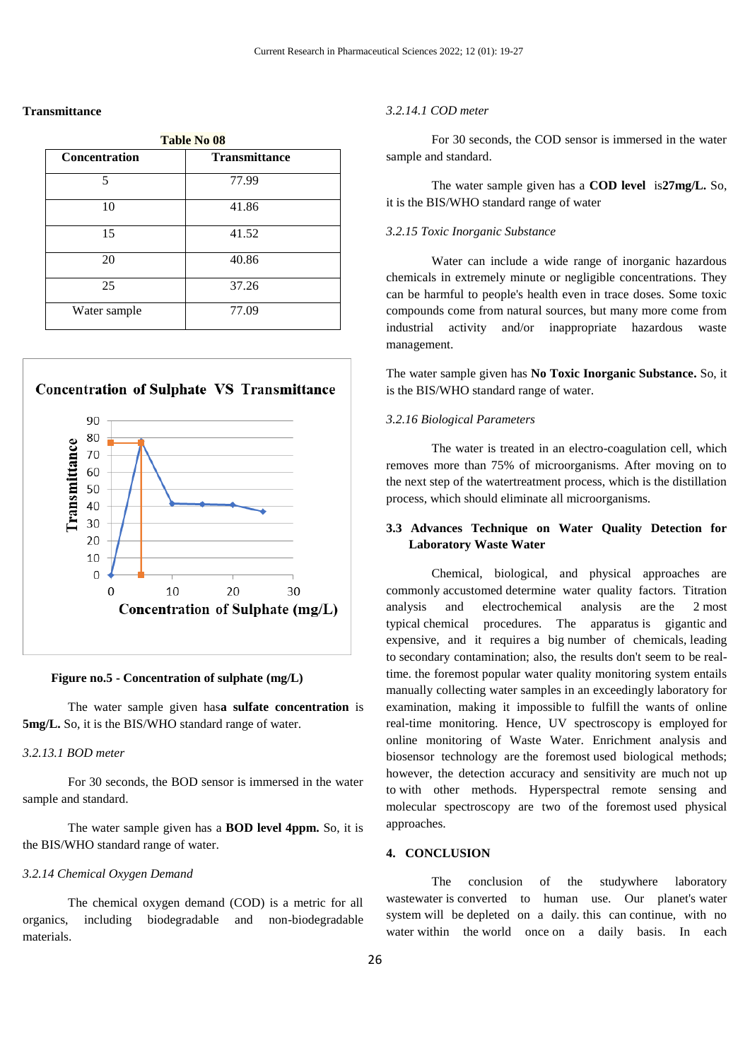**Transmittance**

**Table No 08**

| Concentration | Transmittance |
|---|---|
| 5 | 77.99 |
| 10 | 41.86 |
| 15 | 41.52 |
| 20 | 40.86 |
| 25 | 37.26 |
| Water sample | 77.09 |

**Figure no.5 - Concentration of sulphate (mg/L)**

The water sample given has**a sulfate concentration** is **5mg/L.** So, it is the BIS/WHO standard range of water.

*3.2.13.1 BOD meter*

For 30 seconds, the BOD sensor is immersed in the water sample and standard.

The water sample given has a **BOD level 4ppm.** So, it is the BIS/WHO standard range of water.

*3.2.14 Chemical Oxygen Demand*

The chemical oxygen demand (COD) is a metric for all organics, including biodegradable and non-biodegradable materials.

*3.2.14.1 COD meter*

For 30 seconds, the COD sensor is immersed in the water sample and standard.

The water sample given has a **COD level** is**27mg/L.** So, it is the BIS/WHO standard range of water

*3.2.15 Toxic Inorganic Substance*

Water can include a wide range of inorganic hazardous chemicals in extremely minute or negligible concentrations. They can be harmful to people's health even in trace doses. Some toxic compounds come from natural sources, but many more come from industrial activity and/or inappropriate hazardous waste management.

The water sample given has **No Toxic Inorganic Substance.** So, it is the BIS/WHO standard range of water.

*3.2.16 Biological Parameters*

The water is treated in an electro-coagulation cell, which removes more than 75% of microorganisms. After moving on to the next step of the watertreatment process, which is the distillation process, which should eliminate all microorganisms.

### 3.3 Advances Technique on Water Quality Detection for Laboratory Waste Water

Chemical, biological, and physical approaches are commonly accustomed determine water quality factors. Titration analysis and electrochemical analysis are the 2 most typical chemical procedures. The apparatus is gigantic and expensive, and it requires a big number of chemicals, leading to secondary contamination; also, the results don't seem to be real-time. the foremost popular water quality monitoring system entails manually collecting water samples in an exceedingly laboratory for examination, making it impossible to fulfill the wants of online real-time monitoring. Hence, UV spectroscopy is employed for online monitoring of Waste Water. Enrichment analysis and biosensor technology are the foremost used biological methods; however, the detection accuracy and sensitivity are much not up to with other methods. Hyperspectral remote sensing and molecular spectroscopy are two of the foremost used physical approaches.

## 4. CONCLUSION

The conclusion of the studywhere laboratory wastewater is converted to human use. Our planet's water system will be depleted on a daily. this can continue, with no water within the world once on a daily basis. In each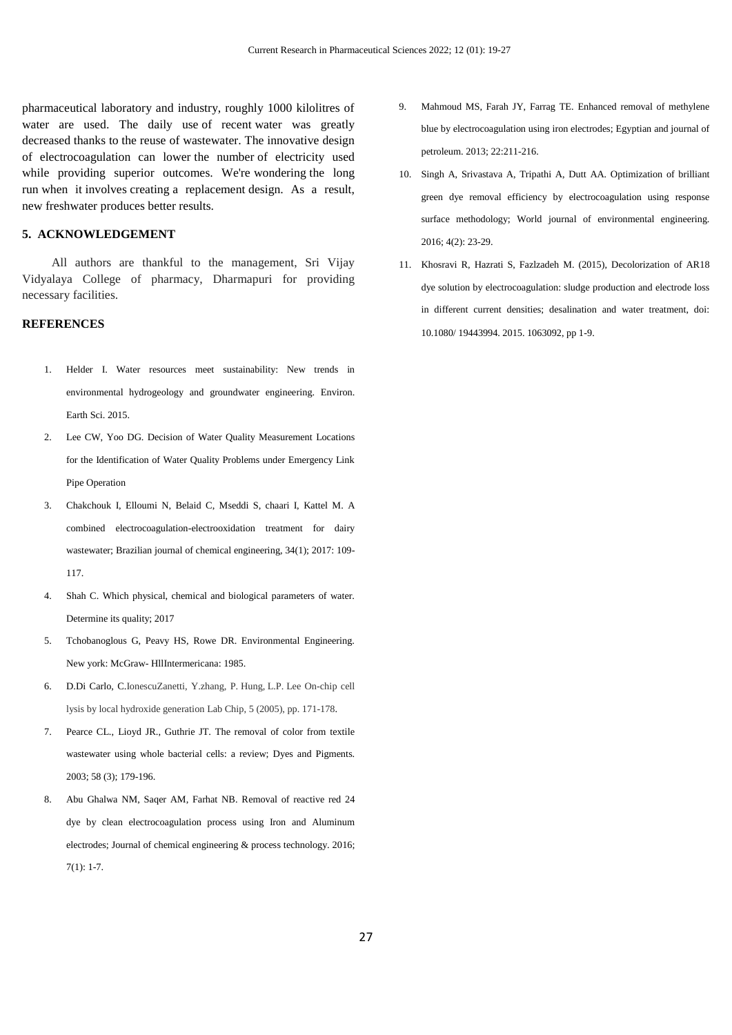pharmaceutical laboratory and industry, roughly 1000 kilolitres of water are used. The daily use of recent water was greatly decreased thanks to the reuse of wastewater. The innovative design of electrocoagulation can lower the number of electricity used while providing superior outcomes. We're wondering the long run when it involves creating a replacement design. As a result, new freshwater produces better results.

## 5. ACKNOWLEDGEMENT

All authors are thankful to the management, Sri Vijay Vidyalaya College of pharmacy, Dharmapuri for providing necessary facilities.

## REFERENCES

1. Helder I. Water resources meet sustainability: New trends in environmental hydrogeology and groundwater engineering. Environ. Earth Sci. 2015.
2. Lee CW, Yoo DG. Decision of Water Quality Measurement Locations for the Identification of Water Quality Problems under Emergency Link Pipe Operation
3. Chakchouk I, Elloumi N, Belaid C, Mseddi S, chaari I, Kattel M. A combined electrocoagulation-electrooxidation treatment for dairy wastewater; Brazilian journal of chemical engineering, 34(1); 2017: 109-117.
4. Shah C. Which physical, chemical and biological parameters of water. Determine its quality; 2017
5. Tchobanoglous G, Peavy HS, Rowe DR. Environmental Engineering. New york: McGraw- HllIntermericana: 1985.
6. D.Di Carlo, C.IonescuZanetti, Y.zhang, P. Hung, L.P. Lee On-chip cell lysis by local hydroxide generation Lab Chip, 5 (2005), pp. 171-178.
7. Pearce CL., Lioyd JR., Guthrie JT. The removal of color from textile wastewater using whole bacterial cells: a review; Dyes and Pigments. 2003; 58 (3); 179-196.
8. Abu Ghalwa NM, Saqer AM, Farhat NB. Removal of reactive red 24 dye by clean electrocoagulation process using Iron and Aluminum electrodes; Journal of chemical engineering & process technology. 2016; 7(1): 1-7.
9. Mahmoud MS, Farah JY, Farrag TE. Enhanced removal of methylene blue by electrocoagulation using iron electrodes; Egyptian and journal of petroleum. 2013; 22:211-216.
10. Singh A, Srivastava A, Tripathi A, Dutt AA. Optimization of brilliant green dye removal efficiency by electrocoagulation using response surface methodology; World journal of environmental engineering. 2016; 4(2): 23-29.
11. Khosravi R, Hazrati S, Fazlzadeh M. (2015), Decolorization of AR18 dye solution by electrocoagulation: sludge production and electrode loss in different current densities; desalination and water treatment, doi: 10.1080/ 19443994. 2015. 1063092, pp 1-9.